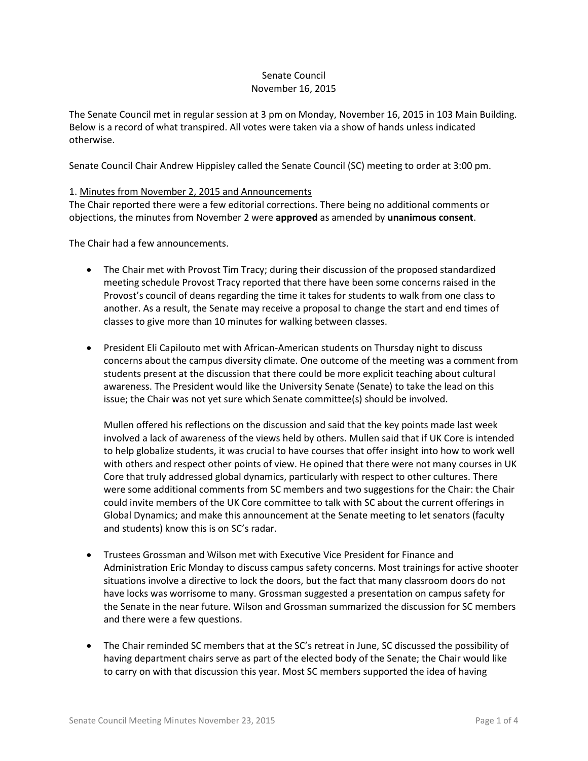Senate Council  
November 16, 2015

The Senate Council met in regular session at 3 pm on Monday, November 16, 2015 in 103 Main Building. Below is a record of what transpired. All votes were taken via a show of hands unless indicated otherwise.

Senate Council Chair Andrew Hippisley called the Senate Council (SC) meeting to order at 3:00 pm.

1. Minutes from November 2, 2015 and Announcements

The Chair reported there were a few editorial corrections. There being no additional comments or objections, the minutes from November 2 were **approved** as amended by **unanimous consent**.

The Chair had a few announcements.

- The Chair met with Provost Tim Tracy; during their discussion of the proposed standardized meeting schedule Provost Tracy reported that there have been some concerns raised in the Provost's council of deans regarding the time it takes for students to walk from one class to another. As a result, the Senate may receive a proposal to change the start and end times of classes to give more than 10 minutes for walking between classes.

- President Eli Capilouto met with African-American students on Thursday night to discuss concerns about the campus diversity climate. One outcome of the meeting was a comment from students present at the discussion that there could be more explicit teaching about cultural awareness. The President would like the University Senate (Senate) to take the lead on this issue; the Chair was not yet sure which Senate committee(s) should be involved.

  Mullen offered his reflections on the discussion and said that the key points made last week involved a lack of awareness of the views held by others. Mullen said that if UK Core is intended to help globalize students, it was crucial to have courses that offer insight into how to work well with others and respect other points of view. He opined that there were not many courses in UK Core that truly addressed global dynamics, particularly with respect to other cultures. There were some additional comments from SC members and two suggestions for the Chair: the Chair could invite members of the UK Core committee to talk with SC about the current offerings in Global Dynamics; and make this announcement at the Senate meeting to let senators (faculty and students) know this is on SC's radar.

- Trustees Grossman and Wilson met with Executive Vice President for Finance and Administration Eric Monday to discuss campus safety concerns. Most trainings for active shooter situations involve a directive to lock the doors, but the fact that many classroom doors do not have locks was worrisome to many. Grossman suggested a presentation on campus safety for the Senate in the near future. Wilson and Grossman summarized the discussion for SC members and there were a few questions.

- The Chair reminded SC members that at the SC's retreat in June, SC discussed the possibility of having department chairs serve as part of the elected body of the Senate; the Chair would like to carry on with that discussion this year. Most SC members supported the idea of having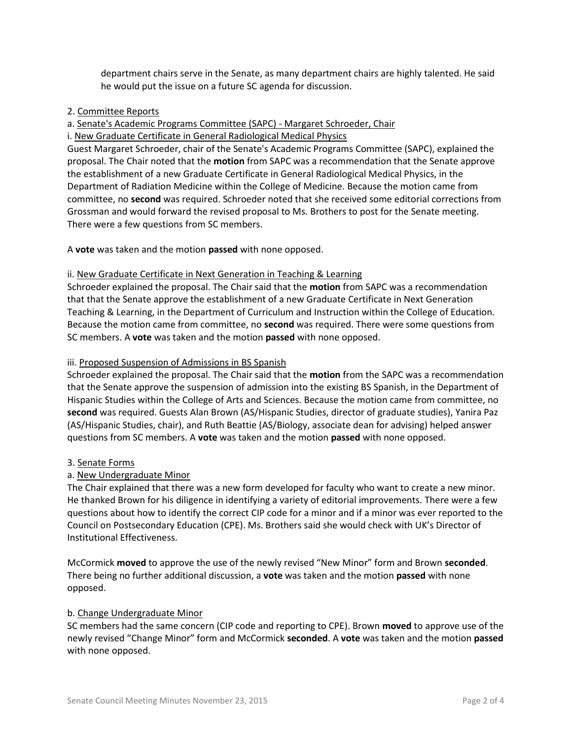department chairs serve in the Senate, as many department chairs are highly talented. He said he would put the issue on a future SC agenda for discussion.

2. Committee Reports

a. Senate's Academic Programs Committee (SAPC) - Margaret Schroeder, Chair

i. New Graduate Certificate in General Radiological Medical Physics

Guest Margaret Schroeder, chair of the Senate's Academic Programs Committee (SAPC), explained the proposal. The Chair noted that the **motion** from SAPC was a recommendation that the Senate approve the establishment of a new Graduate Certificate in General Radiological Medical Physics, in the Department of Radiation Medicine within the College of Medicine. Because the motion came from committee, no **second** was required. Schroeder noted that she received some editorial corrections from Grossman and would forward the revised proposal to Ms. Brothers to post for the Senate meeting. There were a few questions from SC members.

A **vote** was taken and the motion **passed** with none opposed.

ii. New Graduate Certificate in Next Generation in Teaching & Learning

Schroeder explained the proposal. The Chair said that the **motion** from SAPC was a recommendation that that the Senate approve the establishment of a new Graduate Certificate in Next Generation Teaching & Learning, in the Department of Curriculum and Instruction within the College of Education. Because the motion came from committee, no **second** was required. There were some questions from SC members. A **vote** was taken and the motion **passed** with none opposed.

iii. Proposed Suspension of Admissions in BS Spanish

Schroeder explained the proposal. The Chair said that the **motion** from the SAPC was a recommendation that the Senate approve the suspension of admission into the existing BS Spanish, in the Department of Hispanic Studies within the College of Arts and Sciences. Because the motion came from committee, no **second** was required. Guests Alan Brown (AS/Hispanic Studies, director of graduate studies), Yanira Paz (AS/Hispanic Studies, chair), and Ruth Beattie (AS/Biology, associate dean for advising) helped answer questions from SC members. A **vote** was taken and the motion **passed** with none opposed.

3. Senate Forms

a. New Undergraduate Minor

The Chair explained that there was a new form developed for faculty who want to create a new minor. He thanked Brown for his diligence in identifying a variety of editorial improvements. There were a few questions about how to identify the correct CIP code for a minor and if a minor was ever reported to the Council on Postsecondary Education (CPE). Ms. Brothers said she would check with UK's Director of Institutional Effectiveness.

McCormick **moved** to approve the use of the newly revised "New Minor" form and Brown **seconded**. There being no further additional discussion, a **vote** was taken and the motion **passed** with none opposed.

b. Change Undergraduate Minor

SC members had the same concern (CIP code and reporting to CPE). Brown **moved** to approve use of the newly revised "Change Minor" form and McCormick **seconded**. A **vote** was taken and the motion **passed** with none opposed.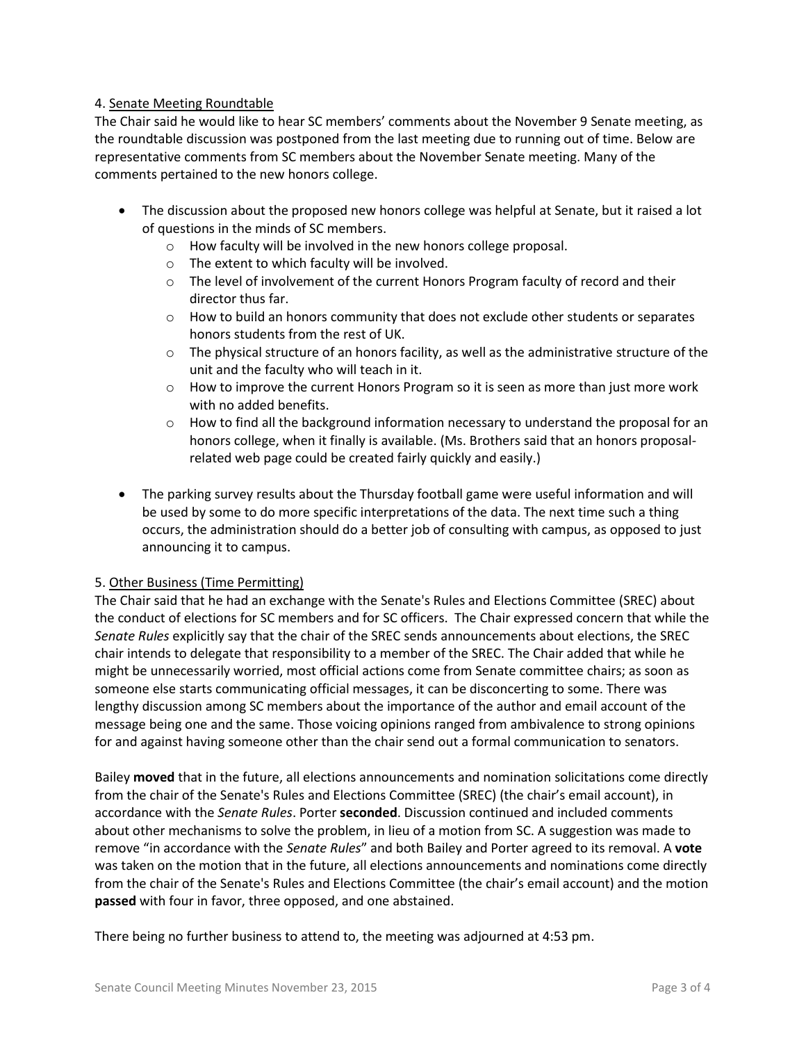4. Senate Meeting Roundtable

The Chair said he would like to hear SC members' comments about the November 9 Senate meeting, as the roundtable discussion was postponed from the last meeting due to running out of time. Below are representative comments from SC members about the November Senate meeting. Many of the comments pertained to the new honors college.

- The discussion about the proposed new honors college was helpful at Senate, but it raised a lot of questions in the minds of SC members.
  - How faculty will be involved in the new honors college proposal.
  - The extent to which faculty will be involved.
  - The level of involvement of the current Honors Program faculty of record and their director thus far.
  - How to build an honors community that does not exclude other students or separates honors students from the rest of UK.
  - The physical structure of an honors facility, as well as the administrative structure of the unit and the faculty who will teach in it.
  - How to improve the current Honors Program so it is seen as more than just more work with no added benefits.
  - How to find all the background information necessary to understand the proposal for an honors college, when it finally is available. (Ms. Brothers said that an honors proposal-related web page could be created fairly quickly and easily.)
- The parking survey results about the Thursday football game were useful information and will be used by some to do more specific interpretations of the data. The next time such a thing occurs, the administration should do a better job of consulting with campus, as opposed to just announcing it to campus.

5. Other Business (Time Permitting)

The Chair said that he had an exchange with the Senate's Rules and Elections Committee (SREC) about the conduct of elections for SC members and for SC officers. The Chair expressed concern that while the *Senate Rules* explicitly say that the chair of the SREC sends announcements about elections, the SREC chair intends to delegate that responsibility to a member of the SREC. The Chair added that while he might be unnecessarily worried, most official actions come from Senate committee chairs; as soon as someone else starts communicating official messages, it can be disconcerting to some. There was lengthy discussion among SC members about the importance of the author and email account of the message being one and the same. Those voicing opinions ranged from ambivalence to strong opinions for and against having someone other than the chair send out a formal communication to senators.

Bailey **moved** that in the future, all elections announcements and nomination solicitations come directly from the chair of the Senate's Rules and Elections Committee (SREC) (the chair's email account), in accordance with the *Senate Rules*. Porter **seconded**. Discussion continued and included comments about other mechanisms to solve the problem, in lieu of a motion from SC. A suggestion was made to remove "in accordance with the *Senate Rules*" and both Bailey and Porter agreed to its removal. A **vote** was taken on the motion that in the future, all elections announcements and nominations come directly from the chair of the Senate's Rules and Elections Committee (the chair's email account) and the motion **passed** with four in favor, three opposed, and one abstained.

There being no further business to attend to, the meeting was adjourned at 4:53 pm.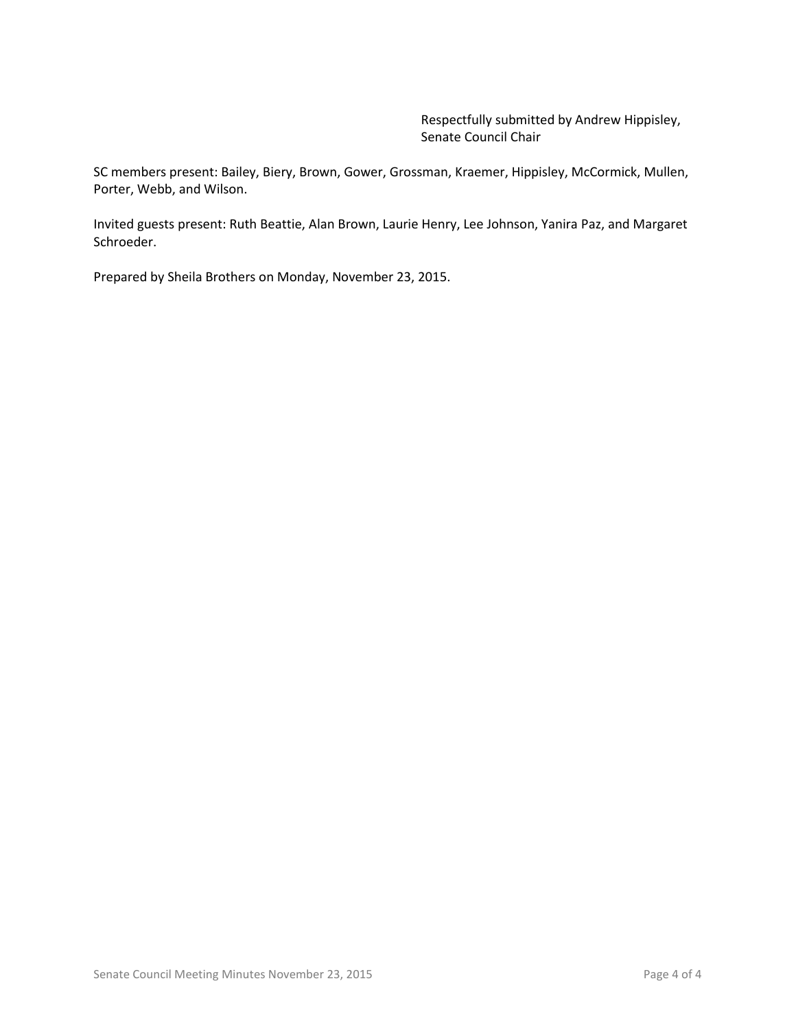Respectfully submitted by Andrew Hippisley,
Senate Council Chair

SC members present: Bailey, Biery, Brown, Gower, Grossman, Kraemer, Hippisley, McCormick, Mullen, Porter, Webb, and Wilson.

Invited guests present: Ruth Beattie, Alan Brown, Laurie Henry, Lee Johnson, Yanira Paz, and Margaret Schroeder.

Prepared by Sheila Brothers on Monday, November 23, 2015.